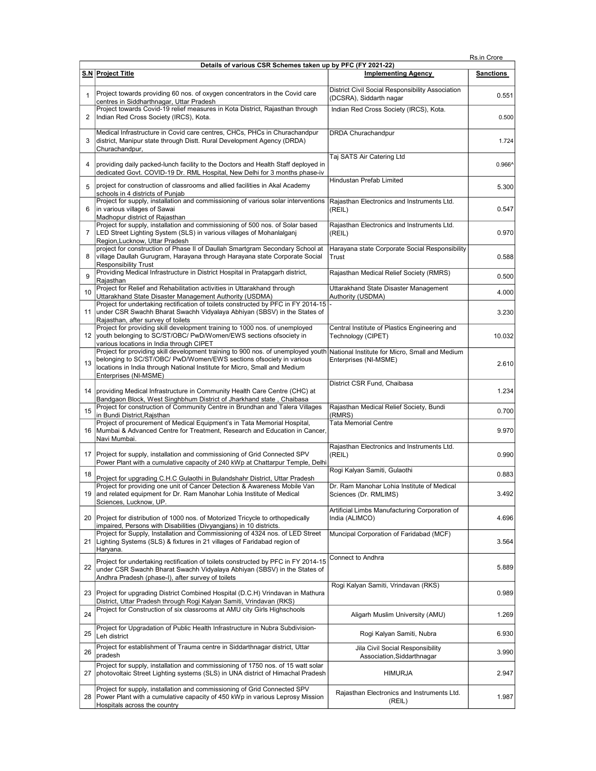Rs.in Crore

| Details of various CSR Schemes taken up by PFC (FY 2021-22) | | | |
|---|---|---|---|
| **S.N** | **Project Title** | **Implementing Agency** | **Sanctions** |
| 1 | Project towards providing 60 nos. of oxygen concentrators in the Covid care centres in Siddharthnagar, Uttar Pradesh | District Civil Social Responsibility Association (DCSRA), Siddarth nagar | 0.551 |
| 2 | Project towards Covid-19 relief measures in Kota District, Rajasthan through Indian Red Cross Society (IRCS), Kota. | Indian Red Cross Society (IRCS), Kota. | 0.500 |
| 3 | Medical Infrastructure in Covid care centres, CHCs, PHCs in Churachandpur district, Manipur state through Distt. Rural Development Agency (DRDA) Churachandpur, | DRDA Churachandpur | 1.724 |
| 4 | providing daily packed-lunch facility to the Doctors and Health Staff deployed in dedicated Govt. COVID-19 Dr. RML Hospital, New Delhi for 3 months phase-iv | Taj SATS Air Catering Ltd | 0.966^ |
| 5 | project for construction of classrooms and allied facilities in Akal Academy schools in 4 districts of Punjab | Hindustan Prefab Limited | 5.300 |
| 6 | Project for supply, installation and commissioning of various solar interventions in various villages of Sawai Madhopur district of Rajasthan | Rajasthan Electronics and Instruments Ltd. (REIL) | 0.547 |
| 7 | Project for supply, installation and commissioning of 500 nos. of Solar based LED Street Lighting System (SLS) in various villages of Mohanlalganj Region,Lucknow, Uttar Pradesh | Rajasthan Electronics and Instruments Ltd. (REIL) | 0.970 |
| 8 | project for construction of Phase II of Daullah Smartgram Secondary School at village Daullah Gurugram, Harayana through Harayana state Corporate Social Responsibility Trust | Harayana state Corporate Social Responsibility Trust | 0.588 |
| 9 | Providing Medical Infrastructure in District Hospital in Pratapgarh district, Rajasthan | Rajasthan Medical Relief Society (RMRS) | 0.500 |
| 10 | Project for Relief and Rehabilitation activities in Uttarakhand through Uttarakhand State Disaster Management Authority (USDMA) | Uttarakhand State Disaster Management Authority (USDMA) | 4.000 |
| 11 | Project for undertaking rectification of toilets constructed by PFC in FY 2014-15 under CSR Swachh Bharat Swachh Vidyalaya Abhiyan (SBSV) in the States of Rajasthan, after survey of toilets | - | 3.230 |
| 12 | Project for providing skill development training to 1000 nos. of unemployed youth belonging to SC/ST/OBC/ PwD/Women/EWS sections ofsociety in various locations in India through CIPET | Central Institute of Plastics Engineering and Technology (CIPET) | 10.032 |
| 13 | Project for providing skill development training to 900 nos. of unemployed youth belonging to SC/ST/OBC/ PwD/Women/EWS sections ofsociety in various locations in India through National Institute for Micro, Small and Medium Enterprises (NI-MSME) | National Institute for Micro, Small and Medium Enterprises (NI-MSME) | 2.610 |
| 14 | providing Medical Infrastructure in Community Health Care Centre (CHC) at Bandgaon Block, West Singhbhum District of Jharkhand state , Chaibasa | District CSR Fund, Chaibasa | 1.234 |
| 15 | Project for construction of Community Centre in Brundhan and Talera Villages in Bundi District,Rajsthan | Rajasthan Medical Relief Society, Bundi (RMRS) | 0.700 |
| 16 | Project of procurement of Medical Equipment's in Tata Memorial Hospital, Mumbai & Advanced Centre for Treatment, Research and Education in Cancer, Navi Mumbai. | Tata Memorial Centre | 9.970 |
| 17 | Project for supply, installation and commissioning of Grid Connected SPV Power Plant with a cumulative capacity of 240 kWp at Chattarpur Temple, Delhi | Rajasthan Electronics and Instruments Ltd. (REIL) | 0.990 |
| 18 | Project for upgrading C.H.C Gulaothi in Bulandshahr District, Uttar Pradesh | Rogi Kalyan Samiti, Gulaothi | 0.883 |
| 19 | Project for providing one unit of Cancer Detection & Awareness Mobile Van and related equipment for Dr. Ram Manohar Lohia Institute of Medical Sciences, Lucknow, UP. | Dr. Ram Manohar Lohia Institute of Medical Sciences (Dr. RMLIMS) | 3.492 |
| 20 | Project for distribution of 1000 nos. of Motorized Tricycle to orthopedically impaired, Persons with Disabilities (Divyangjans) in 10 districts. | Artificial Limbs Manufacturing Corporation of India (ALIMCO) | 4.696 |
| 21 | Project for Supply, Installation and Commissioning of 4324 nos. of LED Street Lighting Systems (SLS) & fixtures in 21 villages of Faridabad region of Haryana. | Muncipal Corporation of Faridabad (MCF) | 3.564 |
| 22 | Project for undertaking rectification of toilets constructed by PFC in FY 2014-15 under CSR Swachh Bharat Swachh Vidyalaya Abhiyan (SBSV) in the States of Andhra Pradesh (phase-I), after survey of toilets | Connect to Andhra | 5.889 |
| 23 | Project for upgrading District Combined Hospital (D.C.H) Vrindavan in Mathura District, Uttar Pradesh through Rogi Kalyan Samiti, Vrindavan (RKS) | Rogi Kalyan Samiti, Vrindavan (RKS) | 0.989 |
| 24 | Project for Construction of six classrooms at AMU city Girls Highschools | Aligarh Muslim University (AMU) | 1.269 |
| 25 | Project for Upgradation of Public Health Infrastructure in Nubra Subdivision- Leh district | Rogi Kalyan Samiti, Nubra | 6.930 |
| 26 | Project for establishment of Trauma centre in Siddarthnagar district, Uttar pradesh | Jila Civil Social Responsibility Association,Siddarthnagar | 3.990 |
| 27 | Project for supply, installation and commissioning of 1750 nos. of 15 watt solar photovoltaic Street Lighting systems (SLS) in UNA district of Himachal Pradesh | HIMURJA | 2.947 |
| 28 | Project for supply, installation and commissioning of Grid Connected SPV Power Plant with a cumulative capacity of 450 kWp in various Leprosy Mission Hospitals across the country | Rajasthan Electronics and Instruments Ltd. (REIL) | 1.987 |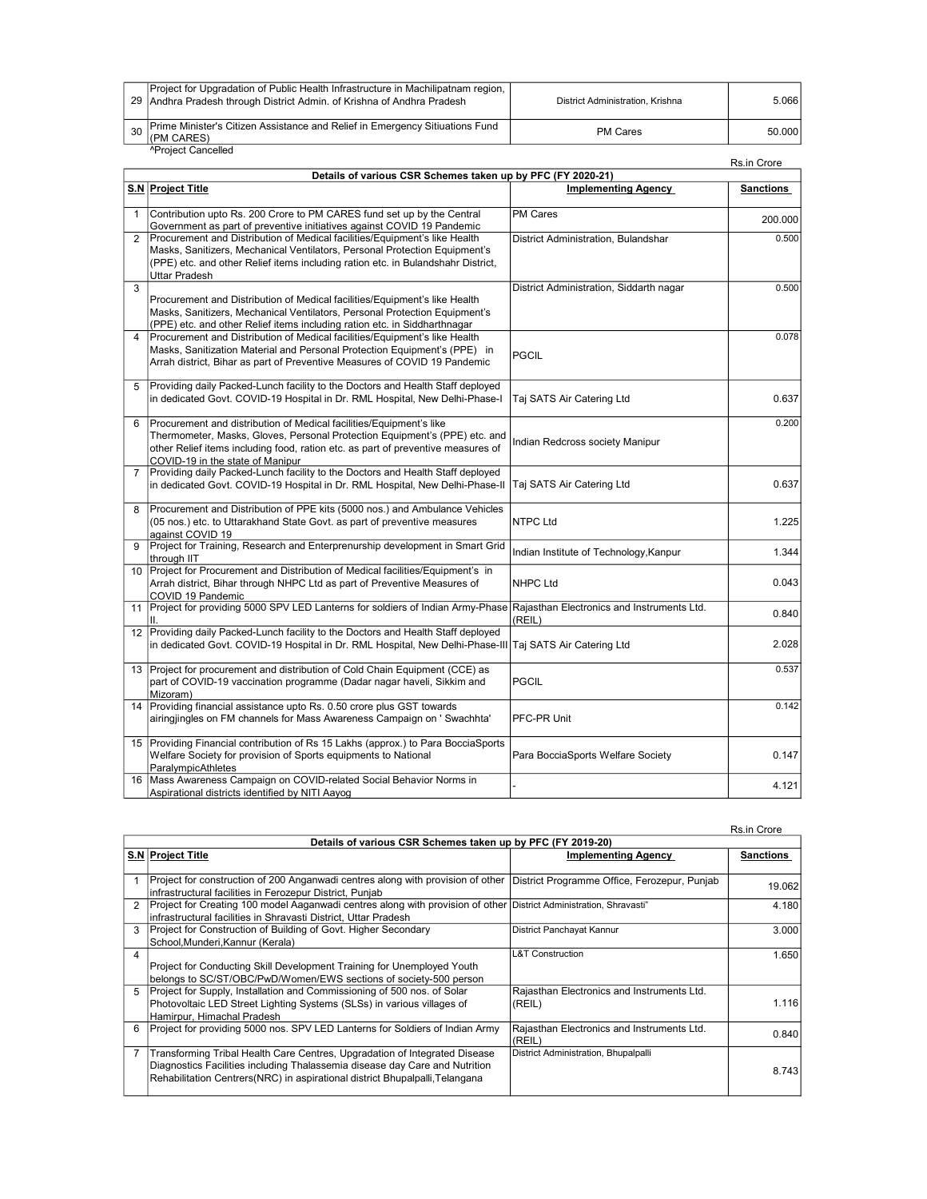| | | | |
|---|---|---|---|
| 29 | Project for Upgradation of Public Health Infrastructure in Machilipatnam region, Andhra Pradesh through District Admin. of Krishna of Andhra Pradesh | District Administration, Krishna | 5.066 |
| 30 | Prime Minister's Citizen Assistance and Relief in Emergency Sitiuations Fund (PM CARES) | PM Cares | 50.000 |

^Project Cancelled

Rs.in Crore

**Details of various CSR Schemes taken up by PFC (FY 2020-21)**

| S.N | Project Title | Implementing Agency | Sanctions |
|---|---|---|---|
| 1 | Contribution upto Rs. 200 Crore to PM CARES fund set up by the Central Government as part of preventive initiatives against COVID 19 Pandemic | PM Cares | 200.000 |
| 2 | Procurement and Distribution of Medical facilities/Equipment's like Health Masks, Sanitizers, Mechanical Ventilators, Personal Protection Equipment's (PPE) etc. and other Relief items including ration etc. in Bulandshahr District, Uttar Pradesh | District Administration, Bulandshar | 0.500 |
| 3 | Procurement and Distribution of Medical facilities/Equipment's like Health Masks, Sanitizers, Mechanical Ventilators, Personal Protection Equipment's (PPE) etc. and other Relief items including ration etc. in Siddharthnagar | District Administration, Siddarth nagar | 0.500 |
| 4 | Procurement and Distribution of Medical facilities/Equipment's like Health Masks, Sanitization Material and Personal Protection Equipment's (PPE) in Arrah district, Bihar as part of Preventive Measures of COVID 19 Pandemic | PGCIL | 0.078 |
| 5 | Providing daily Packed-Lunch facility to the Doctors and Health Staff deployed in dedicated Govt. COVID-19 Hospital in Dr. RML Hospital, New Delhi-Phase-I | Taj SATS Air Catering Ltd | 0.637 |
| 6 | Procurement and distribution of Medical facilities/Equipment's like Thermometer, Masks, Gloves, Personal Protection Equipment's (PPE) etc. and other Relief items including food, ration etc. as part of preventive measures of COVID-19 in the state of Manipur | Indian Redcross society Manipur | 0.200 |
| 7 | Providing daily Packed-Lunch facility to the Doctors and Health Staff deployed in dedicated Govt. COVID-19 Hospital in Dr. RML Hospital, New Delhi-Phase-II | Taj SATS Air Catering Ltd | 0.637 |
| 8 | Procurement and Distribution of PPE kits (5000 nos.) and Ambulance Vehicles (05 nos.) etc. to Uttarakhand State Govt. as part of preventive measures against COVID 19 | NTPC Ltd | 1.225 |
| 9 | Project for Training, Research and Enterprenurship development in Smart Grid through IIT | Indian Institute of Technology,Kanpur | 1.344 |
| 10 | Project for Procurement and Distribution of Medical facilities/Equipment's in Arrah district, Bihar through NHPC Ltd as part of Preventive Measures of COVID 19 Pandemic | NHPC Ltd | 0.043 |
| 11 | Project for providing 5000 SPV LED Lanterns for soldiers of Indian Army-Phase II. | Rajasthan Electronics and Instruments Ltd. (REIL) | 0.840 |
| 12 | Providing daily Packed-Lunch facility to the Doctors and Health Staff deployed in dedicated Govt. COVID-19 Hospital in Dr. RML Hospital, New Delhi-Phase-III | Taj SATS Air Catering Ltd | 2.028 |
| 13 | Project for procurement and distribution of Cold Chain Equipment (CCE) as part of COVID-19 vaccination programme (Dadar nagar haveli, Sikkim and Mizoram) | PGCIL | 0.537 |
| 14 | Providing financial assistance upto Rs. 0.50 crore plus GST towards airingjingles on FM channels for Mass Awareness Campaign on ' Swachhta' | PFC-PR Unit | 0.142 |
| 15 | Providing Financial contribution of Rs 15 Lakhs (approx.) to Para BocciaSports Welfare Society for provision of Sports equipments to National ParalympicAthletes | Para BocciaSports Welfare Society | 0.147 |
| 16 | Mass Awareness Campaign on COVID-related Social Behavior Norms in Aspirational districts identified by NITI Aayog | - | 4.121 |

Rs.in Crore

**Details of various CSR Schemes taken up by PFC (FY 2019-20)**

| S.N | Project Title | Implementing Agency | Sanctions |
|---|---|---|---|
| 1 | Project for construction of 200 Anganwadi centres along with provision of other infrastructural facilities in Ferozepur District, Punjab | District Programme Office, Ferozepur, Punjab | 19.062 |
| 2 | Project for Creating 100 model Aaganwadi centres along with provision of other infrastructural facilities in Shravasti District, Uttar Pradesh | District Administration, Shravasti" | 4.180 |
| 3 | Project for Construction of Building of Govt. Higher Secondary School,Munderi,Kannur (Kerala) | District Panchayat Kannur | 3.000 |
| 4 | Project for Conducting Skill Development Training for Unemployed Youth belongs to SC/ST/OBC/PwD/Women/EWS sections of society-500 person | L&T Construction | 1.650 |
| 5 | Project for Supply, Installation and Commissioning of 500 nos. of Solar Photovoltaic LED Street Lighting Systems (SLSs) in various villages of Hamirpur, Himachal Pradesh | Rajasthan Electronics and Instruments Ltd. (REIL) | 1.116 |
| 6 | Project for providing 5000 nos. SPV LED Lanterns for Soldiers of Indian Army | Rajasthan Electronics and Instruments Ltd. (REIL) | 0.840 |
| 7 | Transforming Tribal Health Care Centres, Upgradation of Integrated Disease Diagnostics Facilities including Thalassemia disease day Care and Nutrition Rehabilitation Centrers(NRC) in aspirational district Bhupalpalli,Telangana | District Administration, Bhupalpalli | 8.743 |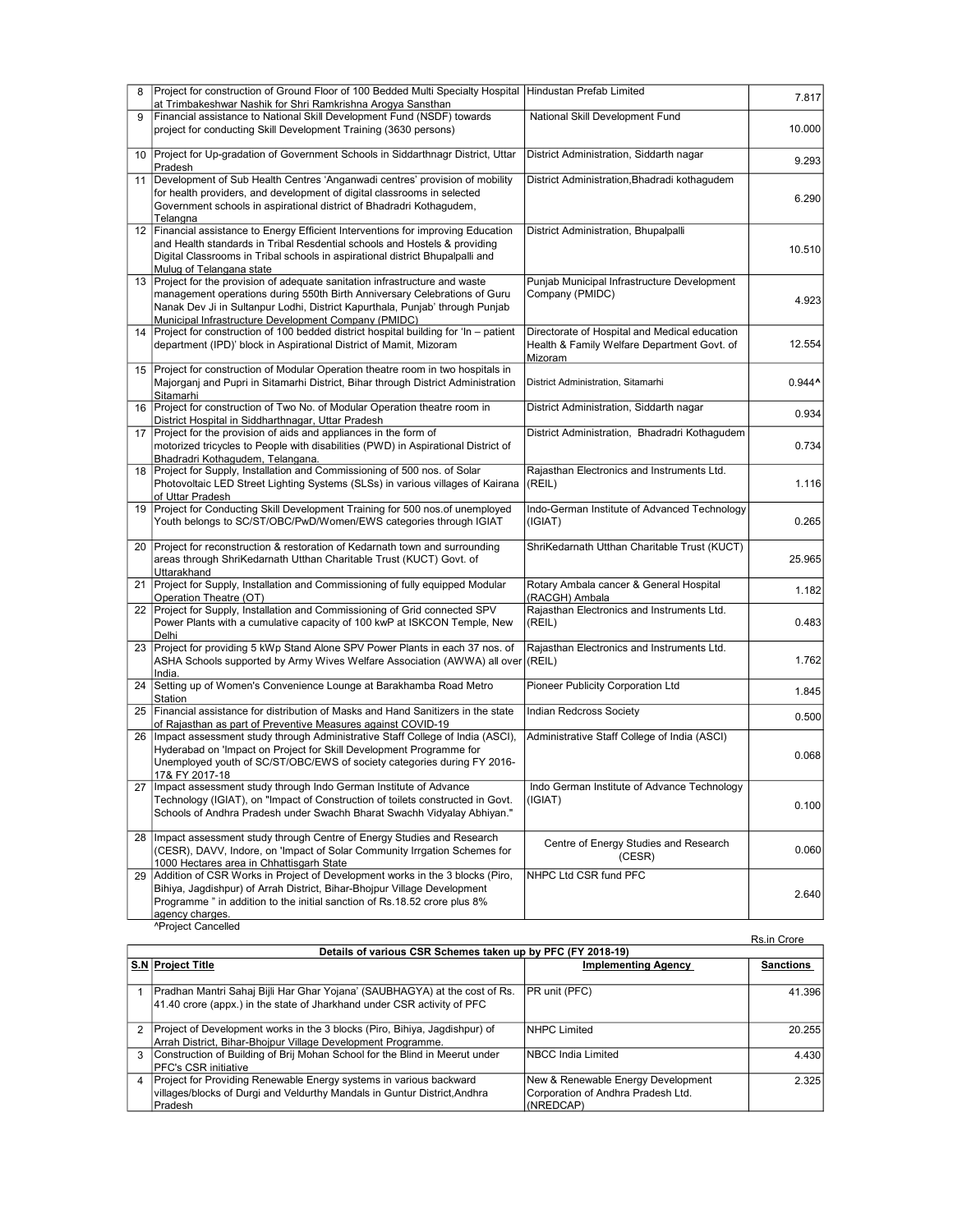| | | | |
|---|---|---|---|
| 8 | Project for construction of Ground Floor of 100 Bedded Multi Specialty Hospital at Trimbakeshwar Nashik for Shri Ramkrishna Arogya Sansthan | Hindustan Prefab Limited | 7.817 |
| 9 | Financial assistance to National Skill Development Fund (NSDF) towards project for conducting Skill Development Training (3630 persons) | National Skill Development Fund | 10.000 |
| 10 | Project for Up-gradation of Government Schools in Siddarthnagr District, Uttar Pradesh | District Administration, Siddarth nagar | 9.293 |
| 11 | Development of Sub Health Centres 'Anganwadi centres' provision of mobility for health providers, and development of digital classrooms in selected Government schools in aspirational district of Bhadradri Kothagudem, Telangna | District Administration,Bhadradi kothagudem | 6.290 |
| 12 | Financial assistance to Energy Efficient Interventions for improving Education and Health standards in Tribal Resdential schools and Hostels & providing Digital Classrooms in Tribal schools in aspirational district Bhupalpalli and Mulug of Telangana state | District Administration, Bhupalpalli | 10.510 |
| 13 | Project for the provision of adequate sanitation infrastructure and waste management operations during 550th Birth Anniversary Celebrations of Guru Nanak Dev Ji in Sultanpur Lodhi, District Kapurthala, Punjab' through Punjab Municipal Infrastructure Development Company (PMIDC) | Punjab Municipal Infrastructure Development Company (PMIDC) | 4.923 |
| 14 | Project for construction of 100 bedded district hospital building for 'In – patient department (IPD)' block in Aspirational District of Mamit, Mizoram | Directorate of Hospital and Medical education Health & Family Welfare Department Govt. of Mizoram | 12.554 |
| 15 | Project for construction of Modular Operation theatre room in two hospitals in Majorganj and Pupri in Sitamarhi District, Bihar through District Administration Sitamarhi | District Administration, Sitamarhi | 0.944^ |
| 16 | Project for construction of Two No. of Modular Operation theatre room in District Hospital in Siddharthnagar, Uttar Pradesh | District Administration, Siddarth nagar | 0.934 |
| 17 | Project for the provision of aids and appliances in the form of motorized tricycles to People with disabilities (PWD) in Aspirational District of Bhadradri Kothagudem, Telangana. | District Administration, Bhadradri Kothagudem | 0.734 |
| 18 | Project for Supply, Installation and Commissioning of 500 nos. of Solar Photovoltaic LED Street Lighting Systems (SLSs) in various villages of Kairana of Uttar Pradesh | Rajasthan Electronics and Instruments Ltd. (REIL) | 1.116 |
| 19 | Project for Conducting Skill Development Training for 500 nos.of unemployed Youth belongs to SC/ST/OBC/PwD/Women/EWS categories through IGIAT | Indo-German Institute of Advanced Technology (IGIAT) | 0.265 |
| 20 | Project for reconstruction & restoration of Kedarnath town and surrounding areas through ShriKedarnath Utthan Charitable Trust (KUCT) Govt. of Uttarakhand | ShriKedarnath Utthan Charitable Trust (KUCT) | 25.965 |
| 21 | Project for Supply, Installation and Commissioning of fully equipped Modular Operation Theatre (OT) | Rotary Ambala cancer & General Hospital (RACGH) Ambala | 1.182 |
| 22 | Project for Supply, Installation and Commissioning of Grid connected SPV Power Plants with a cumulative capacity of 100 kwP at ISKCON Temple, New Delhi | Rajasthan Electronics and Instruments Ltd. (REIL) | 0.483 |
| 23 | Project for providing 5 kWp Stand Alone SPV Power Plants in each 37 nos. of ASHA Schools supported by Army Wives Welfare Association (AWWA) all over India. | Rajasthan Electronics and Instruments Ltd. (REIL) | 1.762 |
| 24 | Setting up of Women's Convenience Lounge at Barakhamba Road Metro Station | Pioneer Publicity Corporation Ltd | 1.845 |
| 25 | Financial assistance for distribution of Masks and Hand Sanitizers in the state of Rajasthan as part of Preventive Measures against COVID-19 | Indian Redcross Society | 0.500 |
| 26 | Impact assessment study through Administrative Staff College of India (ASCI), Hyderabad on 'Impact on Project for Skill Development Programme for Unemployed youth of SC/ST/OBC/EWS of society categories during FY 2016-17& FY 2017-18 | Administrative Staff College of India (ASCI) | 0.068 |
| 27 | Impact assessment study through Indo German Institute of Advance Technology (IGIAT), on "Impact of Construction of toilets constructed in Govt. Schools of Andhra Pradesh under Swachh Bharat Swachh Vidyalay Abhiyan." | Indo German Institute of Advance Technology (IGIAT) | 0.100 |
| 28 | Impact assessment study through Centre of Energy Studies and Research (CESR), DAVV, Indore, on 'Impact of Solar Community Irrgation Schemes for 1000 Hectares area in Chhattisgarh State | Centre of Energy Studies and Research (CESR) | 0.060 |
| 29 | Addition of CSR Works in Project of Development works in the 3 blocks (Piro, Bihiya, Jagdishpur) of Arrah District, Bihar-Bhojpur Village Development Programme " in addition to the initial sanction of Rs.18.52 crore plus 8% agency charges. | NHPC Ltd CSR fund PFC | 2.640 |

^Project Cancelled

Rs.in Crore

| Details of various CSR Schemes taken up by PFC (FY 2018-19) | | | |
|---|---|---|---|
| **S.N** | **Project Title** | **Implementing Agency** | **Sanctions** |
| 1 | Pradhan Mantri Sahaj Bijli Har Ghar Yojana' (SAUBHAGYA) at the cost of Rs. 41.40 crore (appx.) in the state of Jharkhand under CSR activity of PFC | PR unit (PFC) | 41.396 |
| 2 | Project of Development works in the 3 blocks (Piro, Bihiya, Jagdishpur) of Arrah District, Bihar-Bhojpur Village Development Programme. | NHPC Limited | 20.255 |
| 3 | Construction of Building of Brij Mohan School for the Blind in Meerut under PFC's CSR initiative | NBCC India Limited | 4.430 |
| 4 | Project for Providing Renewable Energy systems in various backward villages/blocks of Durgi and Veldurthy Mandals in Guntur District,Andhra Pradesh | New & Renewable Energy Development Corporation of Andhra Pradesh Ltd. (NREDCAP) | 2.325 |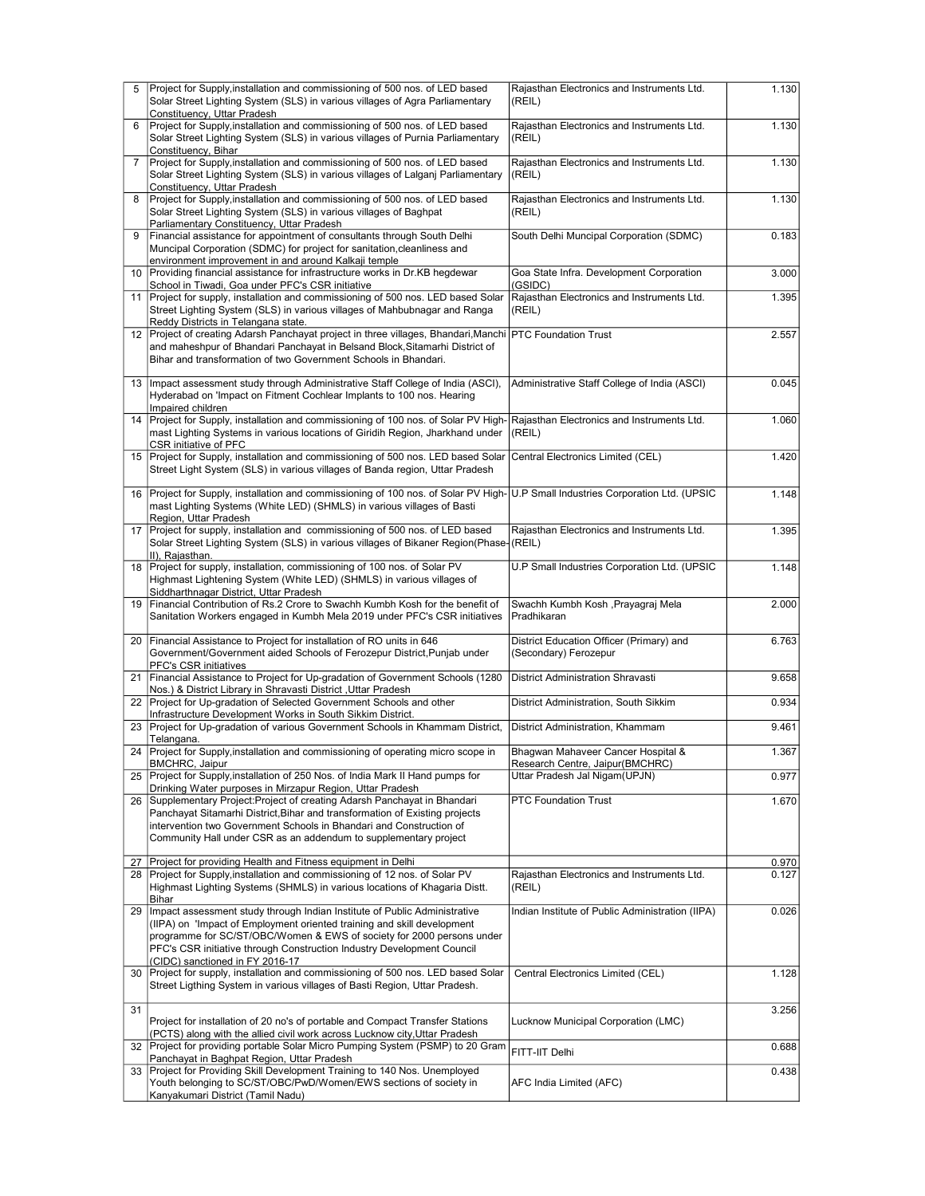| | | | |
|---|---|---|---|
| 5 | Project for Supply,installation and commissioning of 500 nos. of LED based Solar Street Lighting System (SLS) in various villages of Agra Parliamentary Constituency, Uttar Pradesh | Rajasthan Electronics and Instruments Ltd. (REIL) | 1.130 |
| 6 | Project for Supply,installation and commissioning of 500 nos. of LED based Solar Street Lighting System (SLS) in various villages of Purnia Parliamentary Constituency, Bihar | Rajasthan Electronics and Instruments Ltd. (REIL) | 1.130 |
| 7 | Project for Supply,installation and commissioning of 500 nos. of LED based Solar Street Lighting System (SLS) in various villages of Lalganj Parliamentary Constituency, Uttar Pradesh | Rajasthan Electronics and Instruments Ltd. (REIL) | 1.130 |
| 8 | Project for Supply,installation and commissioning of 500 nos. of LED based Solar Street Lighting System (SLS) in various villages of Baghpat Parliamentary Constituency, Uttar Pradesh | Rajasthan Electronics and Instruments Ltd. (REIL) | 1.130 |
| 9 | Financial assistance for appointment of consultants through South Delhi Muncipal Corporation (SDMC) for project for sanitation,cleanliness and environment improvement in and around Kalkaji temple | South Delhi Muncipal Corporation (SDMC) | 0.183 |
| 10 | Providing financial assistance for infrastructure works in Dr.KB hegdewar School in Tiwadi, Goa under PFC's CSR initiative | Goa State Infra. Development Corporation (GSIDC) | 3.000 |
| 11 | Project for supply, installation and commissioning of 500 nos. LED based Solar Street Lighting System (SLS) in various villages of Mahbubnagar and Ranga Reddy Districts in Telangana state. | Rajasthan Electronics and Instruments Ltd. (REIL) | 1.395 |
| 12 | Project of creating Adarsh Panchayat project in three villages, Bhandari,Manchi and maheshpur of Bhandari Panchayat in Belsand Block,Sitamarhi District of Bihar and transformation of two Government Schools in Bhandari. | PTC Foundation Trust | 2.557 |
| 13 | Impact assessment study through Administrative Staff College of India (ASCI), Hyderabad on 'Impact on Fitment Cochlear Implants to 100 nos. Hearing Impaired children | Administrative Staff College of India (ASCI) | 0.045 |
| 14 | Project for Supply, installation and commissioning of 100 nos. of Solar PV High-mast Lighting Systems in various locations of Giridih Region, Jharkhand under CSR initiative of PFC | Rajasthan Electronics and Instruments Ltd. (REIL) | 1.060 |
| 15 | Project for Supply, installation and commissioning of 500 nos. LED based Solar Street Light System (SLS) in various villages of Banda region, Uttar Pradesh | Central Electronics Limited (CEL) | 1.420 |
| 16 | Project for Supply, installation and commissioning of 100 nos. of Solar PV High-mast Lighting Systems (White LED) (SHMLS) in various villages of Basti Region, Uttar Pradesh | U.P Small Industries Corporation Ltd. (UPSIC | 1.148 |
| 17 | Project for supply, installation and commissioning of 500 nos. of LED based Solar Street Lighting System (SLS) in various villages of Bikaner Region(Phase-II), Rajasthan. | Rajasthan Electronics and Instruments Ltd. (REIL) | 1.395 |
| 18 | Project for supply, installation, commissioning of 100 nos. of Solar PV Highmast Lightening System (White LED) (SHMLS) in various villages of Siddharthnagar District, Uttar Pradesh | U.P Small Industries Corporation Ltd. (UPSIC | 1.148 |
| 19 | Financial Contribution of Rs.2 Crore to Swachh Kumbh Kosh for the benefit of Sanitation Workers engaged in Kumbh Mela 2019 under PFC's CSR initiatives | Swachh Kumbh Kosh ,Prayagraj Mela Pradhikaran | 2.000 |
| 20 | Financial Assistance to Project for installation of RO units in 646 Government/Government aided Schools of Ferozepur District,Punjab under PFC's CSR initiatives | District Education Officer (Primary) and (Secondary) Ferozepur | 6.763 |
| 21 | Financial Assistance to Project for Up-gradation of Government Schools (1280 Nos.) & District Library in Shravasti District ,Uttar Pradesh | District Administration Shravasti | 9.658 |
| 22 | Project for Up-gradation of Selected Government Schools and other Infrastructure Development Works in South Sikkim District. | District Administration, South Sikkim | 0.934 |
| 23 | Project for Up-gradation of various Government Schools in Khammam District, Telangana. | District Administration, Khammam | 9.461 |
| 24 | Project for Supply,installation and commissioning of operating micro scope in BMCHRC, Jaipur | Bhagwan Mahaveer Cancer Hospital & Research Centre, Jaipur(BMCHRC) | 1.367 |
| 25 | Project for Supply,installation of 250 Nos. of India Mark II Hand pumps for Drinking Water purposes in Mirzapur Region, Uttar Pradesh | Uttar Pradesh Jal Nigam(UPJN) | 0.977 |
| 26 | Supplementary Project:Project of creating Adarsh Panchayat in Bhandari Panchayat Sitamarhi District,Bihar and transformation of Existing projects intervention two Government Schools in Bhandari and Construction of Community Hall under CSR as an addendum to supplementary project | PTC Foundation Trust | 1.670 |
| 27 | Project for providing Health and Fitness equipment in Delhi | | 0.970 |
| 28 | Project for Supply,installation and commissioning of 12 nos. of Solar PV Highmast Lighting Systems (SHMLS) in various locations of Khagaria Distt. Bihar | Rajasthan Electronics and Instruments Ltd. (REIL) | 0.127 |
| 29 | Impact assessment study through Indian Institute of Public Administrative (IIPA) on 'Impact of Employment oriented training and skill development programme for SC/ST/OBC/Women & EWS of society for 2000 persons under PFC's CSR initiative through Construction Industry Development Council (CIDC) sanctioned in FY 2016-17 | Indian Institute of Public Administration (IIPA) | 0.026 |
| 30 | Project for supply, installation and commissioning of 500 nos. LED based Solar Street Ligthing System in various villages of Basti Region, Uttar Pradesh. | Central Electronics Limited (CEL) | 1.128 |
| 31 | Project for installation of 20 no's of portable and Compact Transfer Stations (PCTS) along with the allied civil work across Lucknow city,Uttar Pradesh | Lucknow Municipal Corporation (LMC) | 3.256 |
| 32 | Project for providing portable Solar Micro Pumping System (PSMP) to 20 Gram Panchayat in Baghpat Region, Uttar Pradesh | FITT-IIT Delhi | 0.688 |
| 33 | Project for Providing Skill Development Training to 140 Nos. Unemployed Youth belonging to SC/ST/OBC/PwD/Women/EWS sections of society in Kanyakumari District (Tamil Nadu) | AFC India Limited (AFC) | 0.438 |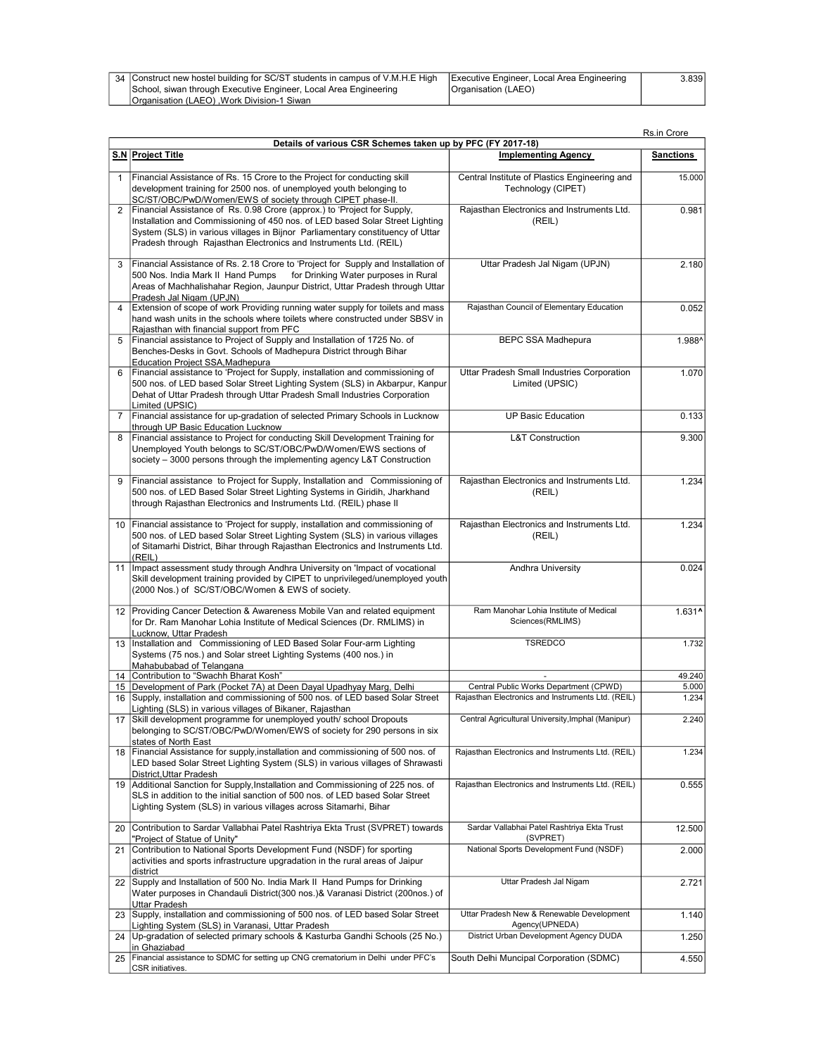| 34 | Construct new hostel building for SC/ST students in campus of V.M.H.E High School, siwan through Executive Engineer, Local Area Engineering Organisation (LAEO) ,Work Division-1 Siwan | Executive Engineer, Local Area Engineering Organisation (LAEO) | 3.839 |
|---|---|---|---|

Rs.in Crore

| Details of various CSR Schemes taken up by PFC (FY 2017-18) | | | |
|---|---|---|---|
| **S.N** | **Project Title** | **Implementing Agency** | **Sanctions** |
| 1 | Financial Assistance of Rs. 15 Crore to the Project for conducting skill development training for 2500 nos. of unemployed youth belonging to SC/ST/OBC/PwD/Women/EWS of society through CIPET phase-II. | Central Institute of Plastics Engineering and Technology (CIPET) | 15.000 |
| 2 | Financial Assistance of Rs. 0.98 Crore (approx.) to 'Project for Supply, Installation and Commissioning of 450 nos. of LED based Solar Street Lighting System (SLS) in various villages in Bijnor Parliamentary constituency of Uttar Pradesh through Rajasthan Electronics and Instruments Ltd. (REIL) | Rajasthan Electronics and Instruments Ltd. (REIL) | 0.981 |
| 3 | Financial Assistance of Rs. 2.18 Crore to 'Project for Supply and Installation of 500 Nos. India Mark II Hand Pumps for Drinking Water purposes in Rural Areas of Machhalishahar Region, Jaunpur District, Uttar Pradesh through Uttar Pradesh Jal Nigam (UPJN) | Uttar Pradesh Jal Nigam (UPJN) | 2.180 |
| 4 | Extension of scope of work Providing running water supply for toilets and mass hand wash units in the schools where toilets where constructed under SBSV in Rajasthan with financial support from PFC | Rajasthan Council of Elementary Education | 0.052 |
| 5 | Financial assistance to Project of Supply and Installation of 1725 No. of Benches-Desks in Govt. Schools of Madhepura District through Bihar Education Project SSA,Madhepura | BEPC SSA Madhepura | 1.988^ |
| 6 | Financial assistance to 'Project for Supply, installation and commissioning of 500 nos. of LED based Solar Street Lighting System (SLS) in Akbarpur, Kanpur Dehat of Uttar Pradesh through Uttar Pradesh Small Industries Corporation Limited (UPSIC) | Uttar Pradesh Small Industries Corporation Limited (UPSIC) | 1.070 |
| 7 | Financial assistance for up-gradation of selected Primary Schools in Lucknow through UP Basic Education Lucknow | UP Basic Education | 0.133 |
| 8 | Financial assistance to Project for conducting Skill Development Training for Unemployed Youth belongs to SC/ST/OBC/PwD/Women/EWS sections of society – 3000 persons through the implementing agency L&T Construction | L&T Construction | 9.300 |
| 9 | Financial assistance to Project for Supply, Installation and Commissioning of 500 nos. of LED Based Solar Street Lighting Systems in Giridih, Jharkhand through Rajasthan Electronics and Instruments Ltd. (REIL) phase II | Rajasthan Electronics and Instruments Ltd. (REIL) | 1.234 |
| 10 | Financial assistance to 'Project for supply, installation and commissioning of 500 nos. of LED based Solar Street Lighting System (SLS) in various villages of Sitamarhi District, Bihar through Rajasthan Electronics and Instruments Ltd. (REIL) | Rajasthan Electronics and Instruments Ltd. (REIL) | 1.234 |
| 11 | Impact assessment study through Andhra University on 'Impact of vocational Skill development training provided by CIPET to unprivileged/unemployed youth (2000 Nos.) of SC/ST/OBC/Women & EWS of society. | Andhra University | 0.024 |
| 12 | Providing Cancer Detection & Awareness Mobile Van and related equipment for Dr. Ram Manohar Lohia Institute of Medical Sciences (Dr. RMLIMS) in Lucknow, Uttar Pradesh | Ram Manohar Lohia Institute of Medical Sciences(RMLIMS) | 1.631^ |
| 13 | Installation and Commissioning of LED Based Solar Four-arm Lighting Systems (75 nos.) and Solar street Lighting Systems (400 nos.) in Mahabubabad of Telangana | TSREDCO | 1.732 |
| 14 | Contribution to "Swachh Bharat Kosh" | - | 49.240 |
| 15 | Development of Park (Pocket 7A) at Deen Dayal Upadhyay Marg, Delhi | Central Public Works Department (CPWD) | 5.000 |
| 16 | Supply, installation and commissioning of 500 nos. of LED based Solar Street Lighting (SLS) in various villages of Bikaner, Rajasthan | Rajasthan Electronics and Instruments Ltd. (REIL) | 1.234 |
| 17 | Skill development programme for unemployed youth/ school Dropouts belonging to SC/ST/OBC/PwD/Women/EWS of society for 290 persons in six states of North East | Central Agricultural University,Imphal (Manipur) | 2.240 |
| 18 | Financial Assistance for supply,installation and commissioning of 500 nos. of LED based Solar Street Lighting System (SLS) in various villages of Shrawasti District,Uttar Pradesh | Rajasthan Electronics and Instruments Ltd. (REIL) | 1.234 |
| 19 | Additional Sanction for Supply,Installation and Commissioning of 225 nos. of SLS in addition to the initial sanction of 500 nos. of LED based Solar Street Lighting System (SLS) in various villages across Sitamarhi, Bihar | Rajasthan Electronics and Instruments Ltd. (REIL) | 0.555 |
| 20 | Contribution to Sardar Vallabhai Patel Rashtriya Ekta Trust (SVPRET) towards "Project of Statue of Unity" | Sardar Vallabhai Patel Rashtriya Ekta Trust (SVPRET) | 12.500 |
| 21 | Contribution to National Sports Development Fund (NSDF) for sporting activities and sports infrastructure upgradation in the rural areas of Jaipur district | National Sports Development Fund (NSDF) | 2.000 |
| 22 | Supply and Installation of 500 No. India Mark II Hand Pumps for Drinking Water purposes in Chandauli District(300 nos.)& Varanasi District (200nos.) of Uttar Pradesh | Uttar Pradesh Jal Nigam | 2.721 |
| 23 | Supply, installation and commissioning of 500 nos. of LED based Solar Street Lighting System (SLS) in Varanasi, Uttar Pradesh | Uttar Pradesh New & Renewable Development Agency(UPNEDA) | 1.140 |
| 24 | Up-gradation of selected primary schools & Kasturba Gandhi Schools (25 No.) in Ghaziabad | District Urban Development Agency DUDA | 1.250 |
| 25 | Financial assistance to SDMC for setting up CNG crematorium in Delhi under PFC's CSR initiatives. | South Delhi Muncipal Corporation (SDMC) | 4.550 |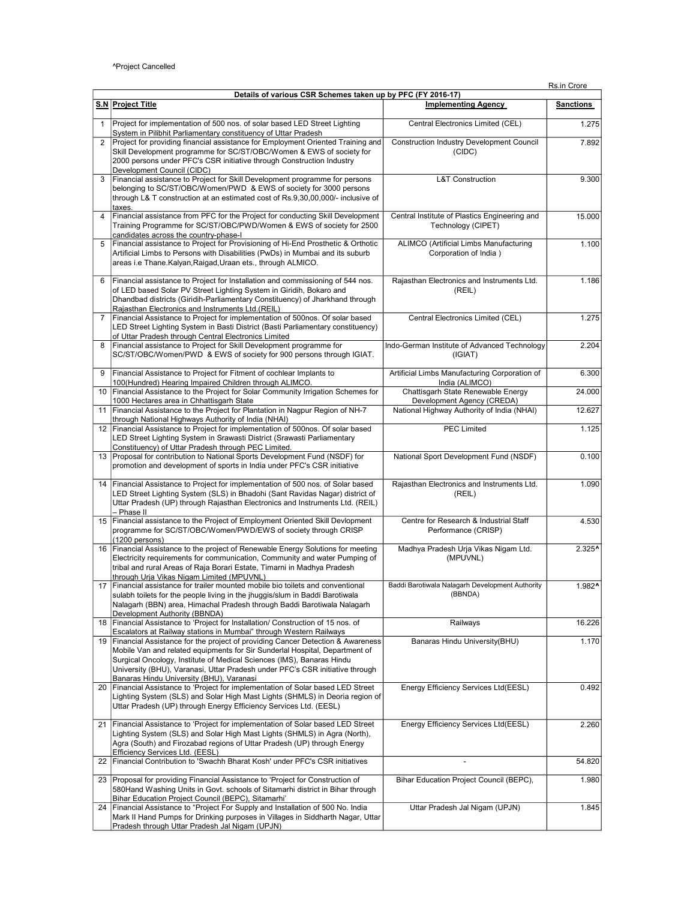^Project Cancelled

Rs.in Crore

| Details of various CSR Schemes taken up by PFC (FY 2016-17) | | | |
|---|---|---|---|
| **S.N** | **Project Title** | **Implementing Agency** | **Sanctions** |
| 1 | Project for implementation of 500 nos. of solar based LED Street Lighting System in Pilibhit Parliamentary constituency of Uttar Pradesh | Central Electronics Limited (CEL) | 1.275 |
| 2 | Project for providing financial assistance for Employment Oriented Training and Skill Development programme for SC/ST/OBC/Women & EWS of society for 2000 persons under PFC's CSR initiative through Construction Industry Development Council (CIDC) | Construction Industry Development Council (CIDC) | 7.892 |
| 3 | Financial assistance to Project for Skill Development programme for persons belonging to SC/ST/OBC/Women/PWD & EWS of society for 3000 persons through L& T construction at an estimated cost of Rs.9,30,00,000/- inclusive of taxes. | L&T Construction | 9.300 |
| 4 | Financial assistance from PFC for the Project for conducting Skill Development Training Programme for SC/ST/OBC/PWD/Women & EWS of society for 2500 candidates across the country-phase-I | Central Institute of Plastics Engineering and Technology (CIPET) | 15.000 |
| 5 | Financial assistance to Project for Provisioning of Hi-End Prosthetic & Orthotic Artificial Limbs to Persons with Disabilities (PwDs) in Mumbai and its suburb areas i.e Thane.Kalyan,Raigad,Uraan etc., through ALMICO. | ALIMCO (Artificial Limbs Manufacturing Corporation of India ) | 1.100 |
| 6 | Financial assistance to Project for Installation and commissioning of 544 nos. of LED based Solar PV Street Lighting System in Giridih, Bokaro and Dhandbad districts (Giridih-Parliamentary Constituency) of Jharkhand through Rajasthan Electronics and Instruments Ltd.(REIL) | Rajasthan Electronics and Instruments Ltd. (REIL) | 1.186 |
| 7 | Financial Assistance to Project for implementation of 500nos. Of solar based LED Street Lighting System in Basti District (Basti Parliamentary constituency) of Uttar Pradesh through Central Electronics Limited | Central Electronics Limited (CEL) | 1.275 |
| 8 | Financial assistance to Project for Skill Development programme for SC/ST/OBC/Women/PWD & EWS of society for 900 persons through IGIAT. | Indo-German Institute of Advanced Technology (IGIAT) | 2.204 |
| 9 | Financial Assistance to Project for Fitment of cochlear Implants to 100(Hundred) Hearing Impaired Children through ALIMCO. | Artificial Limbs Manufacturing Corporation of India (ALIMCO) | 6.300 |
| 10 | Financial Assistance to the Project for Solar Community Irrigation Schemes for 1000 Hectares area in Chhattisgarh State | Chattisgarh State Renewable Energy Development Agency (CREDA) | 24.000 |
| 11 | Financial Assistance to the Project for Plantation in Nagpur Region of NH-7 through National Highways Authority of India (NHAI) | National Highway Authority of India (NHAI) | 12.627 |
| 12 | Financial Assistance to Project for implementation of 500nos. Of solar based LED Street Lighting System in Srawasti District (Srawasti Parliamentary Constituency) of Uttar Pradesh through PEC Limited. | PEC Limited | 1.125 |
| 13 | Proposal for contribution to National Sports Development Fund (NSDF) for promotion and development of sports in India under PFC's CSR initiative | National Sport Development Fund (NSDF) | 0.100 |
| 14 | Financial Assistance to Project for implementation of 500 nos. of Solar based LED Street Lighting System (SLS) in Bhadohi (Sant Ravidas Nagar) district of Uttar Pradesh (UP) through Rajasthan Electronics and Instruments Ltd. (REIL) – Phase II | Rajasthan Electronics and Instruments Ltd. (REIL) | 1.090 |
| 15 | Financial assistance to the Project of Employment Oriented Skill Devlopment programme for SC/ST/OBC/Women/PWD/EWS of society through CRISP (1200 persons) | Centre for Research & Industrial Staff Performance (CRISP) | 4.530 |
| 16 | Financial Assistance to the project of Renewable Energy Solutions for meeting Electricity requirements for communication, Community and water Pumping of tribal and rural Areas of Raja Borari Estate, Timarni in Madhya Pradesh through Urja Vikas Nigam Limited (MPUVNL) | Madhya Pradesh Urja Vikas Nigam Ltd. (MPUVNL) | 2.325^ |
| 17 | Financial assistance for trailer mounted mobile bio toilets and conventional sulabh toilets for the people living in the jhuggis/slum in Baddi Barotiwala Nalagarh (BBN) area, Himachal Pradesh through Baddi Barotiwala Nalagarh Development Authority (BBNDA) | Baddi Barotiwala Nalagarh Development Authority (BBNDA) | 1.982^ |
| 18 | Financial Assistance to 'Project for Installation/ Construction of 15 nos. of Escalators at Railway stations in Mumbai" through Western Railways | Railways | 16.226 |
| 19 | Financial Assistance for the project of providing Cancer Detection & Awareness Mobile Van and related equipments for Sir Sunderlal Hospital, Department of Surgical Oncology, Institute of Medical Sciences (IMS), Banaras Hindu University (BHU), Varanasi, Uttar Pradesh under PFC's CSR initiative through Banaras Hindu University (BHU), Varanasi | Banaras Hindu University(BHU) | 1.170 |
| 20 | Financial Assistance to 'Project for implementation of Solar based LED Street Lighting System (SLS) and Solar High Mast Lights (SHMLS) in Deoria region of Uttar Pradesh (UP) through Energy Efficiency Services Ltd. (EESL) | Energy Efficiency Services Ltd(EESL) | 0.492 |
| 21 | Financial Assistance to 'Project for implementation of Solar based LED Street Lighting System (SLS) and Solar High Mast Lights (SHMLS) in Agra (North), Agra (South) and Firozabad regions of Uttar Pradesh (UP) through Energy Efficiency Services Ltd. (EESL) | Energy Efficiency Services Ltd(EESL) | 2.260 |
| 22 | Financial Contribution to 'Swachh Bharat Kosh' under PFC's CSR initiatives | - | 54.820 |
| 23 | Proposal for providing Financial Assistance to 'Project for Construction of 580Hand Washing Units in Govt. schools of Sitamarhi district in Bihar through Bihar Education Project Council (BEPC), Sitamarhi' | Bihar Education Project Council (BEPC), | 1.980 |
| 24 | Financial Assistance to "Project For Supply and Installation of 500 No. India Mark II Hand Pumps for Drinking purposes in Villages in Siddharth Nagar, Uttar Pradesh through Uttar Pradesh Jal Nigam (UPJN) | Uttar Pradesh Jal Nigam (UPJN) | 1.845 |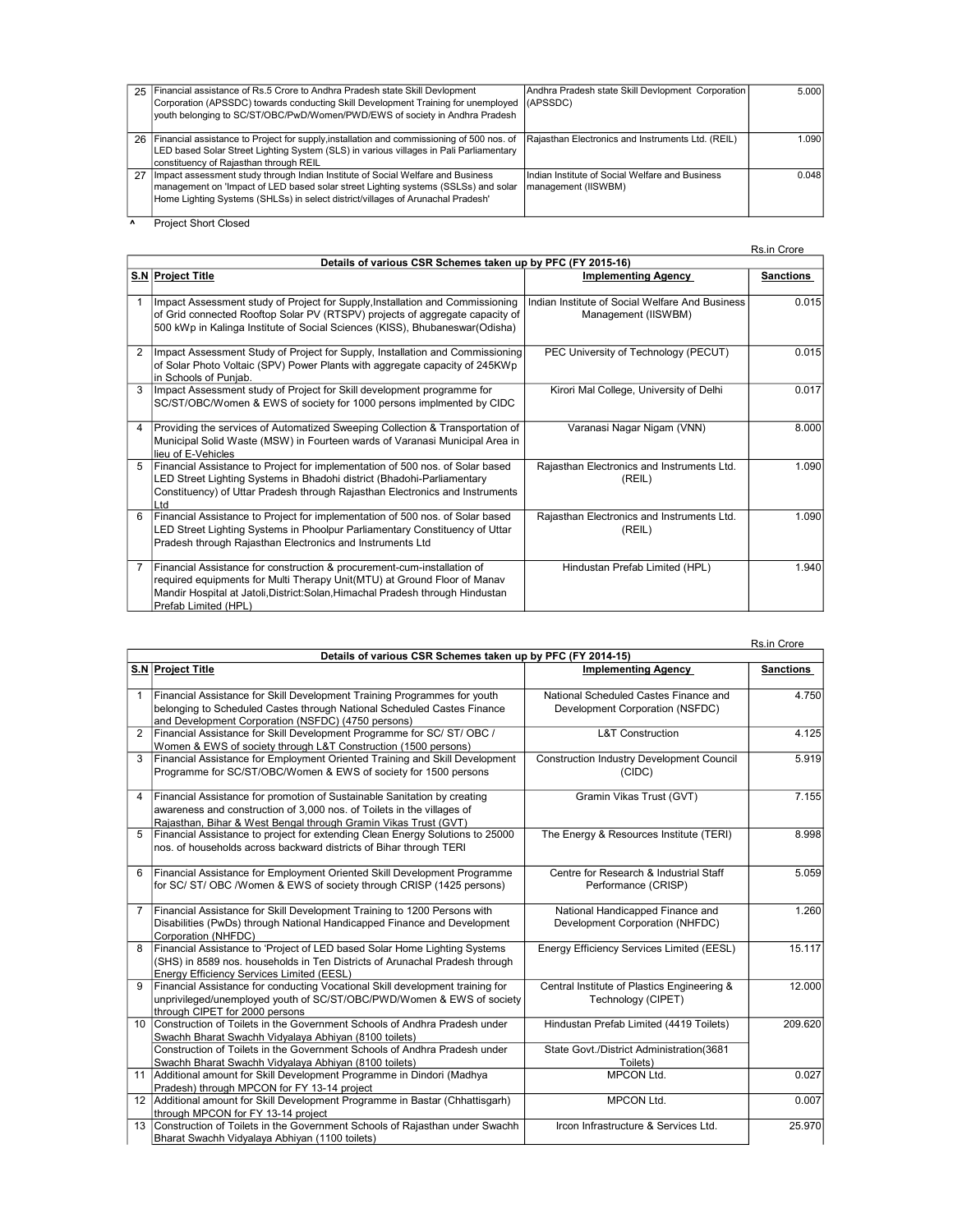| 25 | Financial assistance of Rs.5 Crore to Andhra Pradesh state Skill Devlopment Corporation (APSSDC) towards conducting Skill Development Training for unemployed youth belonging to SC/ST/OBC/PwD/Women/PWD/EWS of society in Andhra Pradesh | Andhra Pradesh state Skill Devlopment Corporation (APSSDC) | 5.000 |
|---|---|---|---|
| 26 | Financial assistance to Project for supply,installation and commissioning of 500 nos. of LED based Solar Street Lighting System (SLS) in various villages in Pali Parliamentary constituency of Rajasthan through REIL | Rajasthan Electronics and Instruments Ltd. (REIL) | 1.090 |
| 27 | Impact assessment study through Indian Institute of Social Welfare and Business management on 'Impact of LED based solar street Lighting systems (SSLSs) and solar Home Lighting Systems (SHLSs) in select district/villages of Arunachal Pradesh' | Indian Institute of Social Welfare and Business management (IISWBM) | 0.048 |

^ Project Short Closed

Rs.in Crore

| Details of various CSR Schemes taken up by PFC (FY 2015-16) | | | |
|---|---|---|---|
| **S.N** | **Project Title** | **Implementing Agency** | **Sanctions** |
| 1 | Impact Assessment study of Project for Supply,Installation and Commissioning of Grid connected Rooftop Solar PV (RTSPV) projects of aggregate capacity of 500 kWp in Kalinga Institute of Social Sciences (KISS), Bhubaneswar(Odisha) | Indian Institute of Social Welfare And Business Management (IISWBM) | 0.015 |
| 2 | Impact Assessment Study of Project for Supply, Installation and Commissioning of Solar Photo Voltaic (SPV) Power Plants with aggregate capacity of 245KWp in Schools of Punjab. | PEC University of Technology (PECUT) | 0.015 |
| 3 | Impact Assessment study of Project for Skill development programme for SC/ST/OBC/Women & EWS of society for 1000 persons implmented by CIDC | Kirori Mal College, University of Delhi | 0.017 |
| 4 | Providing the services of Automatized Sweeping Collection & Transportation of Municipal Solid Waste (MSW) in Fourteen wards of Varanasi Municipal Area in lieu of E-Vehicles | Varanasi Nagar Nigam (VNN) | 8.000 |
| 5 | Financial Assistance to Project for implementation of 500 nos. of Solar based LED Street Lighting Systems in Bhadohi district (Bhadohi-Parliamentary Constituency) of Uttar Pradesh through Rajasthan Electronics and Instruments Ltd | Rajasthan Electronics and Instruments Ltd. (REIL) | 1.090 |
| 6 | Financial Assistance to Project for implementation of 500 nos. of Solar based LED Street Lighting Systems in Phoolpur Parliamentary Constituency of Uttar Pradesh through Rajasthan Electronics and Instruments Ltd | Rajasthan Electronics and Instruments Ltd. (REIL) | 1.090 |
| 7 | Financial Assistance for construction & procurement-cum-installation of required equipments for Multi Therapy Unit(MTU) at Ground Floor of Manav Mandir Hospital at Jatoli,District:Solan,Himachal Pradesh through Hindustan Prefab Limited (HPL) | Hindustan Prefab Limited (HPL) | 1.940 |

Rs.in Crore

| Details of various CSR Schemes taken up by PFC (FY 2014-15) | | | |
|---|---|---|---|
| **S.N** | **Project Title** | **Implementing Agency** | **Sanctions** |
| 1 | Financial Assistance for Skill Development Training Programmes for youth belonging to Scheduled Castes through National Scheduled Castes Finance and Development Corporation (NSFDC) (4750 persons) | National Scheduled Castes Finance and Development Corporation (NSFDC) | 4.750 |
| 2 | Financial Assistance for Skill Development Programme for SC/ ST/ OBC / Women & EWS of society through L&T Construction (1500 persons) | L&T Construction | 4.125 |
| 3 | Financial Assistance for Employment Oriented Training and Skill Development Programme for SC/ST/OBC/Women & EWS of society for 1500 persons | Construction Industry Development Council (CIDC) | 5.919 |
| 4 | Financial Assistance for promotion of Sustainable Sanitation by creating awareness and construction of 3,000 nos. of Toilets in the villages of Rajasthan, Bihar & West Bengal through Gramin Vikas Trust (GVT) | Gramin Vikas Trust (GVT) | 7.155 |
| 5 | Financial Assistance to project for extending Clean Energy Solutions to 25000 nos. of households across backward districts of Bihar through TERI | The Energy & Resources Institute (TERI) | 8.998 |
| 6 | Financial Assistance for Employment Oriented Skill Development Programme for SC/ ST/ OBC /Women & EWS of society through CRISP (1425 persons) | Centre for Research & Industrial Staff Performance (CRISP) | 5.059 |
| 7 | Financial Assistance for Skill Development Training to 1200 Persons with Disabilities (PwDs) through National Handicapped Finance and Development Corporation (NHFDC) | National Handicapped Finance and Development Corporation (NHFDC) | 1.260 |
| 8 | Financial Assistance to 'Project of LED based Solar Home Lighting Systems (SHS) in 8589 nos. households in Ten Districts of Arunachal Pradesh through Energy Efficiency Services Limited (EESL) | Energy Efficiency Services Limited (EESL) | 15.117 |
| 9 | Financial Assistance for conducting Vocational Skill development training for unprivileged/unemployed youth of SC/ST/OBC/PWD/Women & EWS of society through CIPET for 2000 persons | Central Institute of Plastics Engineering & Technology (CIPET) | 12.000 |
| 10 | Construction of Toilets in the Government Schools of Andhra Pradesh under Swachh Bharat Swachh Vidyalaya Abhiyan (8100 toilets) | Hindustan Prefab Limited (4419 Toilets) | 209.620 |
| | Construction of Toilets in the Government Schools of Andhra Pradesh under Swachh Bharat Swachh Vidyalaya Abhiyan (8100 toilets) | State Govt./District Administration(3681 Toilets) | |
| 11 | Additional amount for Skill Development Programme in Dindori (Madhya Pradesh) through MPCON for FY 13-14 project | MPCON Ltd. | 0.027 |
| 12 | Additional amount for Skill Development Programme in Bastar (Chhattisgarh) through MPCON for FY 13-14 project | MPCON Ltd. | 0.007 |
| 13 | Construction of Toilets in the Government Schools of Rajasthan under Swachh Bharat Swachh Vidyalaya Abhiyan (1100 toilets) | Ircon Infrastructure & Services Ltd. | 25.970 |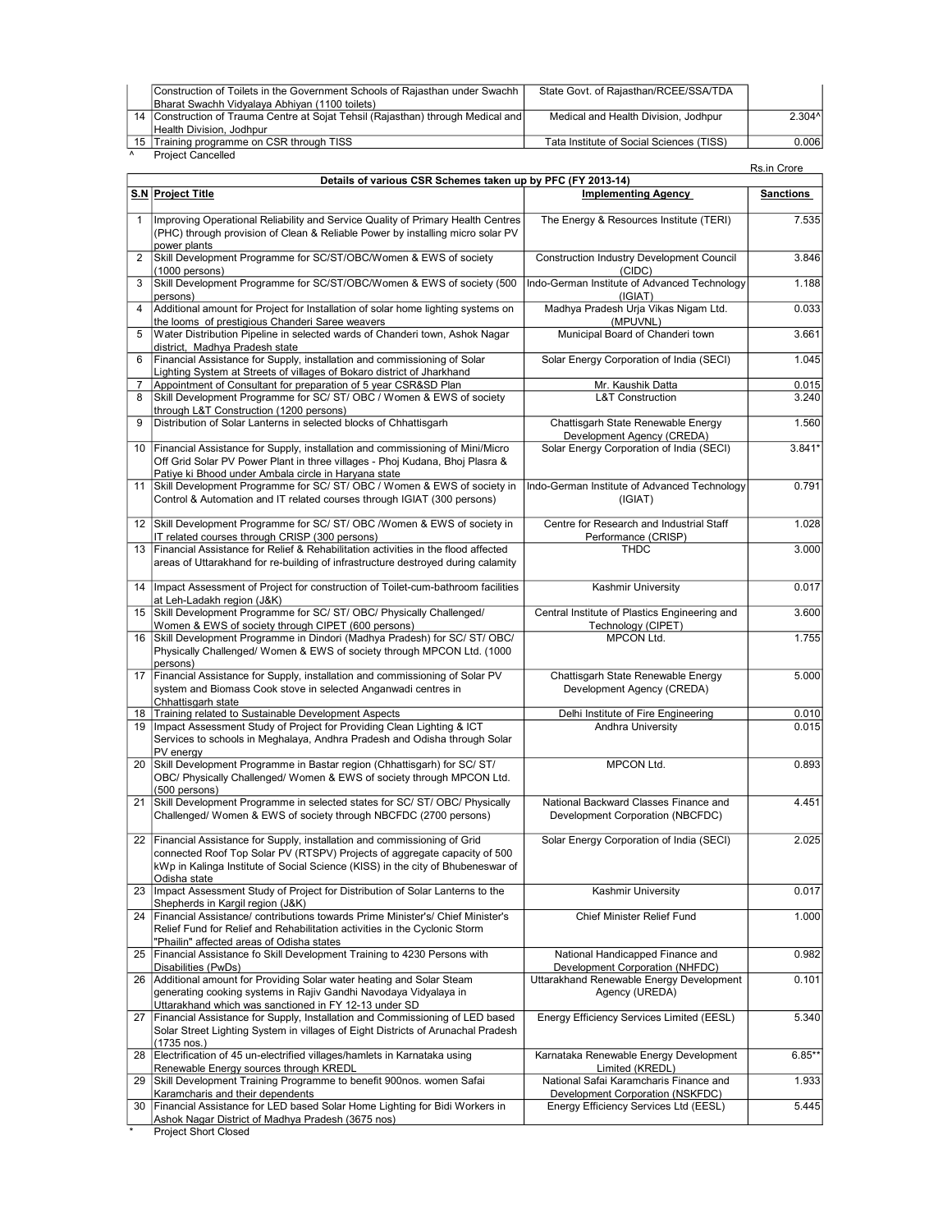|  | Construction of Toilets in the Government Schools of Rajasthan under Swachh Bharat Swachh Vidyalaya Abhiyan (1100 toilets) | State Govt. of Rajasthan/RCEE/SSA/TDA |  |
|---|---|---|---|
| 14 | Construction of Trauma Centre at Sojat Tehsil (Rajasthan) through Medical and Health Division, Jodhpur | Medical and Health Division, Jodhpur | 2.304^ |
| 15 | Training programme on CSR through TISS | Tata Institute of Social Sciences (TISS) | 0.006 |

^ Project Cancelled

Rs.in Crore

**Details of various CSR Schemes taken up by PFC (FY 2013-14)**

| S.N | Project Title | Implementing Agency | Sanctions |
|---|---|---|---|
| 1 | Improving Operational Reliability and Service Quality of Primary Health Centres (PHC) through provision of Clean & Reliable Power by installing micro solar PV power plants | The Energy & Resources Institute (TERI) | 7.535 |
| 2 | Skill Development Programme for SC/ST/OBC/Women & EWS of society (1000 persons) | Construction Industry Development Council (CIDC) | 3.846 |
| 3 | Skill Development Programme for SC/ST/OBC/Women & EWS of society (500 persons) | Indo-German Institute of Advanced Technology (IGIAT) | 1.188 |
| 4 | Additional amount for Project for Installation of solar home lighting systems on the looms of prestigious Chanderi Saree weavers | Madhya Pradesh Urja Vikas Nigam Ltd. (MPUVNL) | 0.033 |
| 5 | Water Distribution Pipeline in selected wards of Chanderi town, Ashok Nagar district, Madhya Pradesh state | Municipal Board of Chanderi town | 3.661 |
| 6 | Financial Assistance for Supply, installation and commissioning of Solar Lighting System at Streets of villages of Bokaro district of Jharkhand | Solar Energy Corporation of India (SECI) | 1.045 |
| 7 | Appointment of Consultant for preparation of 5 year CSR&SD Plan | Mr. Kaushik Datta | 0.015 |
| 8 | Skill Development Programme for SC/ ST/ OBC / Women & EWS of society through L&T Construction (1200 persons) | L&T Construction | 3.240 |
| 9 | Distribution of Solar Lanterns in selected blocks of Chhattisgarh | Chattisgarh State Renewable Energy Development Agency (CREDA) | 1.560 |
| 10 | Financial Assistance for Supply, installation and commissioning of Mini/Micro Off Grid Solar PV Power Plant in three villages - Phoj Kudana, Bhoj Plasra & Patiye ki Bhood under Ambala circle in Haryana state | Solar Energy Corporation of India (SECI) | 3.841* |
| 11 | Skill Development Programme for SC/ ST/ OBC / Women & EWS of society in Control & Automation and IT related courses through IGIAT (300 persons) | Indo-German Institute of Advanced Technology (IGIAT) | 0.791 |
| 12 | Skill Development Programme for SC/ ST/ OBC /Women & EWS of society in IT related courses through CRISP (300 persons) | Centre for Research and Industrial Staff Performance (CRISP) | 1.028 |
| 13 | Financial Assistance for Relief & Rehabilitation activities in the flood affected areas of Uttarakhand for re-building of infrastructure destroyed during calamity | THDC | 3.000 |
| 14 | Impact Assessment of Project for construction of Toilet-cum-bathroom facilities at Leh-Ladakh region (J&K) | Kashmir University | 0.017 |
| 15 | Skill Development Programme for SC/ ST/ OBC/ Physically Challenged/ Women & EWS of society through CIPET (600 persons) | Central Institute of Plastics Engineering and Technology (CIPET) | 3.600 |
| 16 | Skill Development Programme in Dindori (Madhya Pradesh) for SC/ ST/ OBC/ Physically Challenged/ Women & EWS of society through MPCON Ltd. (1000 persons) | MPCON Ltd. | 1.755 |
| 17 | Financial Assistance for Supply, installation and commissioning of Solar PV system and Biomass Cook stove in selected Anganwadi centres in Chhattisgarh state | Chattisgarh State Renewable Energy Development Agency (CREDA) | 5.000 |
| 18 | Training related to Sustainable Development Aspects | Delhi Institute of Fire Engineering | 0.010 |
| 19 | Impact Assessment Study of Project for Providing Clean Lighting & ICT Services to schools in Meghalaya, Andhra Pradesh and Odisha through Solar PV energy | Andhra University | 0.015 |
| 20 | Skill Development Programme in Bastar region (Chhattisgarh) for SC/ ST/ OBC/ Physically Challenged/ Women & EWS of society through MPCON Ltd. (500 persons) | MPCON Ltd. | 0.893 |
| 21 | Skill Development Programme in selected states for SC/ ST/ OBC/ Physically Challenged/ Women & EWS of society through NBCFDC (2700 persons) | National Backward Classes Finance and Development Corporation (NBCFDC) | 4.451 |
| 22 | Financial Assistance for Supply, installation and commissioning of Grid connected Roof Top Solar PV (RTSPV) Projects of aggregate capacity of 500 kWp in Kalinga Institute of Social Science (KISS) in the city of Bhubeneswar of Odisha state | Solar Energy Corporation of India (SECI) | 2.025 |
| 23 | Impact Assessment Study of Project for Distribution of Solar Lanterns to the Shepherds in Kargil region (J&K) | Kashmir University | 0.017 |
| 24 | Financial Assistance/ contributions towards Prime Minister's/ Chief Minister's Relief Fund for Relief and Rehabilitation activities in the Cyclonic Storm "Phailin" affected areas of Odisha states | Chief Minister Relief Fund | 1.000 |
| 25 | Financial Assistance fo Skill Development Training to 4230 Persons with Disabilities (PwDs) | National Handicapped Finance and Development Corporation (NHFDC) | 0.982 |
| 26 | Additional amount for Providing Solar water heating and Solar Steam generating cooking systems in Rajiv Gandhi Navodaya Vidyalaya in Uttarakhand which was sanctioned in FY 12-13 under SD | Uttarakhand Renewable Energy Development Agency (UREDA) | 0.101 |
| 27 | Financial Assistance for Supply, Installation and Commissioning of LED based Solar Street Lighting System in villages of Eight Districts of Arunachal Pradesh (1735 nos.) | Energy Efficiency Services Limited (EESL) | 5.340 |
| 28 | Electrification of 45 un-electrified villages/hamlets in Karnataka using Renewable Energy sources through KREDL | Karnataka Renewable Energy Development Limited (KREDL) | 6.85** |
| 29 | Skill Development Training Programme to benefit 900nos. women Safai Karamcharis and their dependents | National Safai Karamcharis Finance and Development Corporation (NSKFDC) | 1.933 |
| 30 | Financial Assistance for LED based Solar Home Lighting for Bidi Workers in Ashok Nagar District of Madhya Pradesh (3675 nos) | Energy Efficiency Services Ltd (EESL) | 5.445 |

* Project Short Closed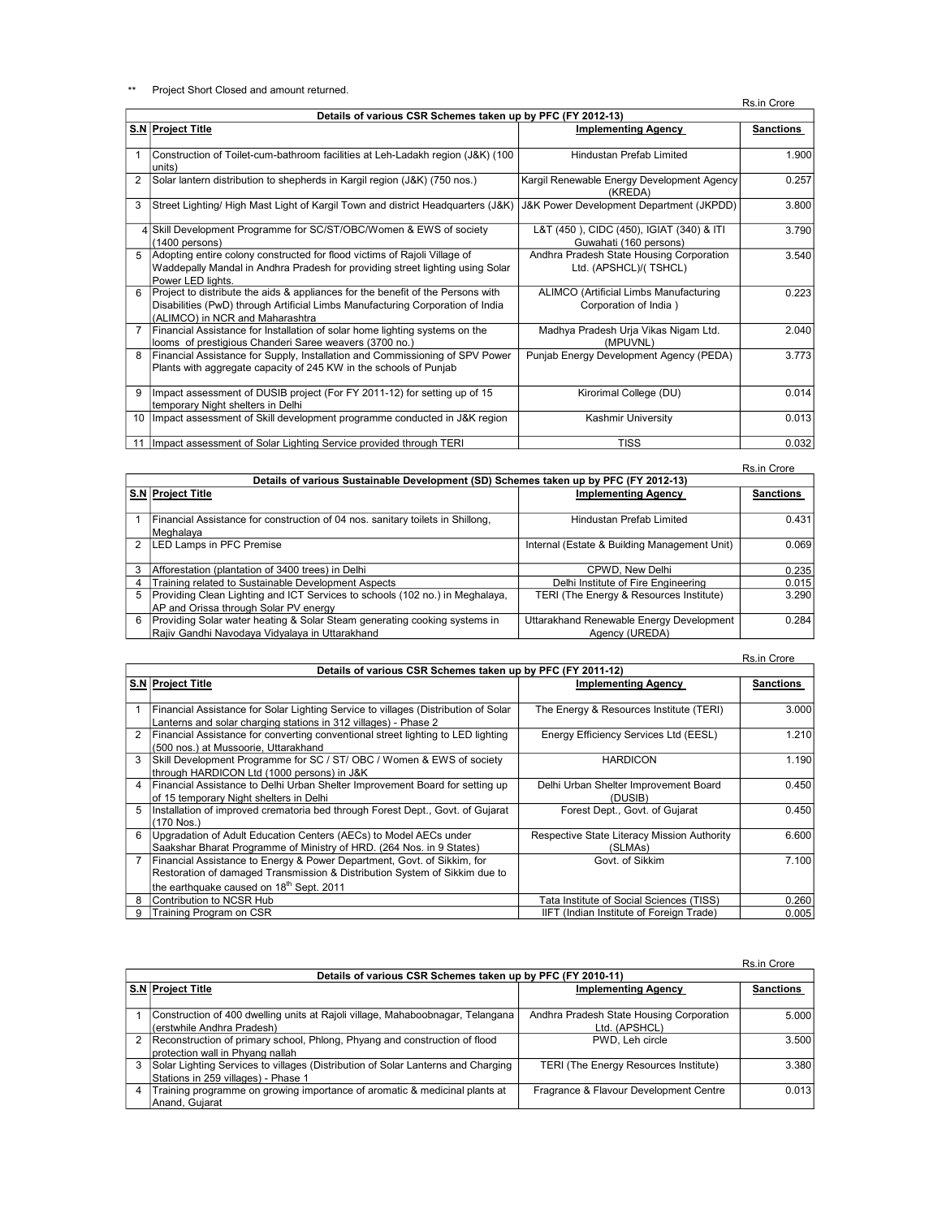** Project Short Closed and amount returned.

Rs.in Crore

| Details of various CSR Schemes taken up by PFC (FY 2012-13) | | | |
|---|---|---|---|
| **S.N** | **Project Title** | **Implementing Agency** | **Sanctions** |
| 1 | Construction of Toilet-cum-bathroom facilities at Leh-Ladakh region (J&K) (100 units) | Hindustan Prefab Limited | 1.900 |
| 2 | Solar lantern distribution to shepherds in Kargil region (J&K) (750 nos.) | Kargil Renewable Energy Development Agency (KREDA) | 0.257 |
| 3 | Street Lighting/ High Mast Light of Kargil Town and district Headquarters (J&K) | J&K Power Development Department (JKPDD) | 3.800 |
| 4 | Skill Development Programme for SC/ST/OBC/Women & EWS of society (1400 persons) | L&T (450 ), CIDC (450), IGIAT (340) & ITI Guwahati (160 persons) | 3.790 |
| 5 | Adopting entire colony constructed for flood victims of Rajoli Village of Waddepally Mandal in Andhra Pradesh for providing street lighting using Solar Power LED lights. | Andhra Pradesh State Housing Corporation Ltd. (APSHCL)/( TSHCL) | 3.540 |
| 6 | Project to distribute the aids & appliances for the benefit of the Persons with Disabilities (PwD) through Artificial Limbs Manufacturing Corporation of India (ALIMCO) in NCR and Maharashtra | ALIMCO (Artificial Limbs Manufacturing Corporation of India ) | 0.223 |
| 7 | Financial Assistance for Installation of solar home lighting systems on the looms of prestigious Chanderi Saree weavers (3700 no.) | Madhya Pradesh Urja Vikas Nigam Ltd. (MPUVNL) | 2.040 |
| 8 | Financial Assistance for Supply, Installation and Commissioning of SPV Power Plants with aggregate capacity of 245 KW in the schools of Punjab | Punjab Energy Development Agency (PEDA) | 3.773 |
| 9 | Impact assessment of DUSIB project (For FY 2011-12) for setting up of 15 temporary Night shelters in Delhi | Kirorimal College (DU) | 0.014 |
| 10 | Impact assessment of Skill development programme conducted in J&K region | Kashmir University | 0.013 |
| 11 | Impact assessment of Solar Lighting Service provided through TERI | TISS | 0.032 |

Rs.in Crore

| Details of various Sustainable Development (SD) Schemes taken up by PFC (FY 2012-13) | | | |
|---|---|---|---|
| **S.N** | **Project Title** | **Implementing Agency** | **Sanctions** |
| 1 | Financial Assistance for construction of 04 nos. sanitary toilets in Shillong, Meghalaya | Hindustan Prefab Limited | 0.431 |
| 2 | LED Lamps in PFC Premise | Internal (Estate & Building Management Unit) | 0.069 |
| 3 | Afforestation (plantation of 3400 trees) in Delhi | CPWD, New Delhi | 0.235 |
| 4 | Training related to Sustainable Development Aspects | Delhi Institute of Fire Engineering | 0.015 |
| 5 | Providing Clean Lighting and ICT Services to schools (102 no.) in Meghalaya, AP and Orissa through Solar PV energy | TERI (The Energy & Resources Institute) | 3.290 |
| 6 | Providing Solar water heating & Solar Steam generating cooking systems in Rajiv Gandhi Navodaya Vidyalaya in Uttarakhand | Uttarakhand Renewable Energy Development Agency (UREDA) | 0.284 |

Rs.in Crore

| Details of various CSR Schemes taken up by PFC (FY 2011-12) | | | |
|---|---|---|---|
| **S.N** | **Project Title** | **Implementing Agency** | **Sanctions** |
| 1 | Financial Assistance for Solar Lighting Service to villages (Distribution of Solar Lanterns and solar charging stations in 312 villages) - Phase 2 | The Energy & Resources Institute (TERI) | 3.000 |
| 2 | Financial Assistance for converting conventional street lighting to LED lighting (500 nos.) at Mussoorie, Uttarakhand | Energy Efficiency Services Ltd (EESL) | 1.210 |
| 3 | Skill Development Programme for SC / ST/ OBC / Women & EWS of society through HARDICON Ltd (1000 persons) in J&K | HARDICON | 1.190 |
| 4 | Financial Assistance to Delhi Urban Shelter Improvement Board for setting up of 15 temporary Night shelters in Delhi | Delhi Urban Shelter Improvement Board (DUSIB) | 0.450 |
| 5 | Installation of improved crematoria bed through Forest Dept., Govt. of Gujarat (170 Nos.) | Forest Dept., Govt. of Gujarat | 0.450 |
| 6 | Upgradation of Adult Education Centers (AECs) to Model AECs under Saakshar Bharat Programme of Ministry of HRD. (264 Nos. in 9 States) | Respective State Literacy Mission Authority (SLMAs) | 6.600 |
| 7 | Financial Assistance to Energy & Power Department, Govt. of Sikkim, for Restoration of damaged Transmission & Distribution System of Sikkim due to the earthquake caused on 18th Sept. 2011 | Govt. of Sikkim | 7.100 |
| 8 | Contribution to NCSR Hub | Tata Institute of Social Sciences (TISS) | 0.260 |
| 9 | Training Program on CSR | IIFT (Indian Institute of Foreign Trade) | 0.005 |

Rs.in Crore

| Details of various CSR Schemes taken up by PFC (FY 2010-11) | | | |
|---|---|---|---|
| **S.N** | **Project Title** | **Implementing Agency** | **Sanctions** |
| 1 | Construction of 400 dwelling units at Rajoli village, Mahaboobnagar, Telangana (erstwhile Andhra Pradesh) | Andhra Pradesh State Housing Corporation Ltd. (APSHCL) | 5.000 |
| 2 | Reconstruction of primary school, Phlong, Phyang and construction of flood protection wall in Phyang nallah | PWD, Leh circle | 3.500 |
| 3 | Solar Lighting Services to villages (Distribution of Solar Lanterns and Charging Stations in 259 villages) - Phase 1 | TERI (The Energy Resources Institute) | 3.380 |
| 4 | Training programme on growing importance of aromatic & medicinal plants at Anand, Gujarat | Fragrance & Flavour Development Centre | 0.013 |